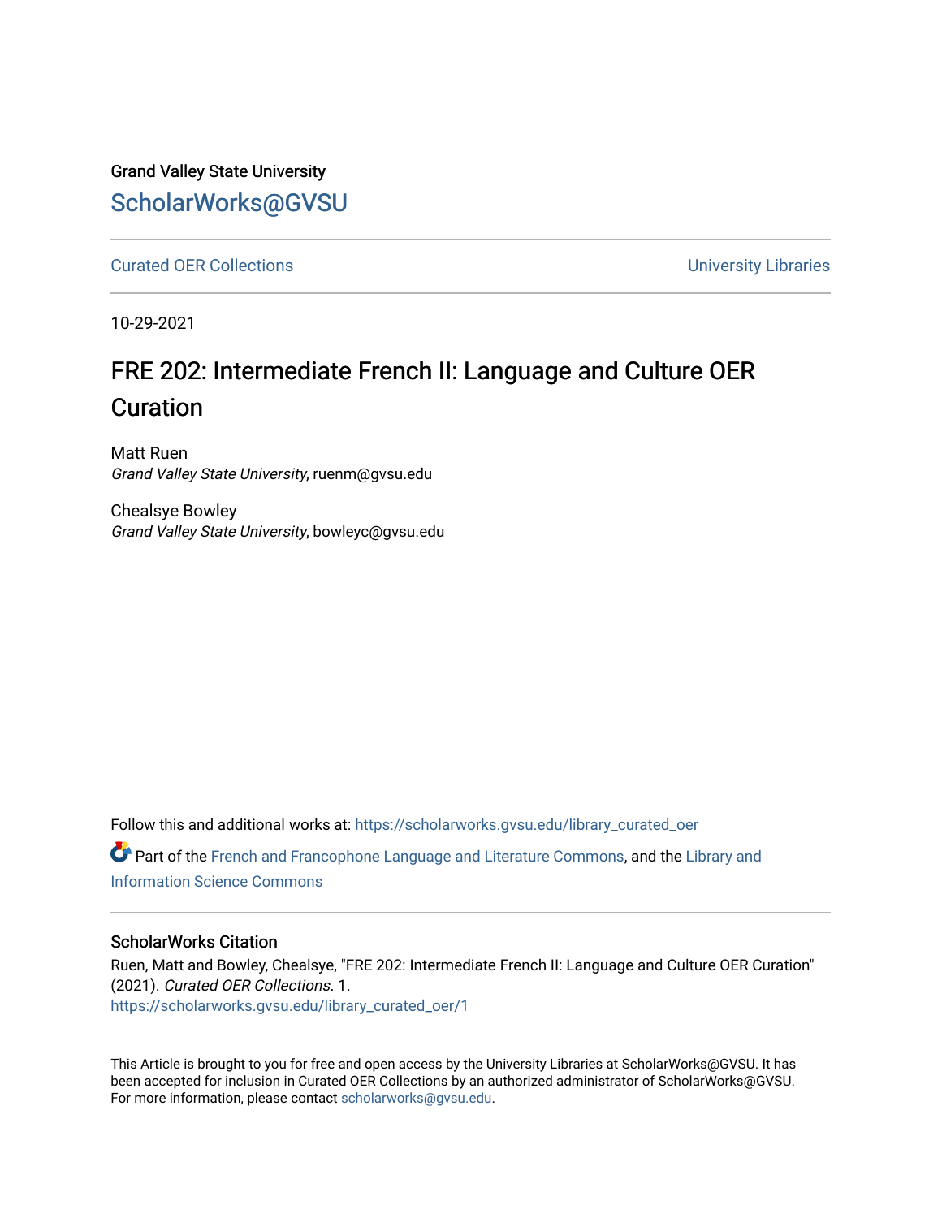Grand Valley State University

## ScholarWorks@GVSU

Curated OER Collections | University Libraries

10-29-2021

# FRE 202: Intermediate French II: Language and Culture OER Curation

Matt Ruen
*Grand Valley State University*, ruenm@gvsu.edu

Chealsye Bowley
*Grand Valley State University*, bowleyc@gvsu.edu

Follow this and additional works at: https://scholarworks.gvsu.edu/library_curated_oer

Part of the French and Francophone Language and Literature Commons, and the Library and Information Science Commons

### ScholarWorks Citation

Ruen, Matt and Bowley, Chealsye, "FRE 202: Intermediate French II: Language and Culture OER Curation" (2021). *Curated OER Collections*. 1.
https://scholarworks.gvsu.edu/library_curated_oer/1

This Article is brought to you for free and open access by the University Libraries at ScholarWorks@GVSU. It has been accepted for inclusion in Curated OER Collections by an authorized administrator of ScholarWorks@GVSU. For more information, please contact scholarworks@gvsu.edu.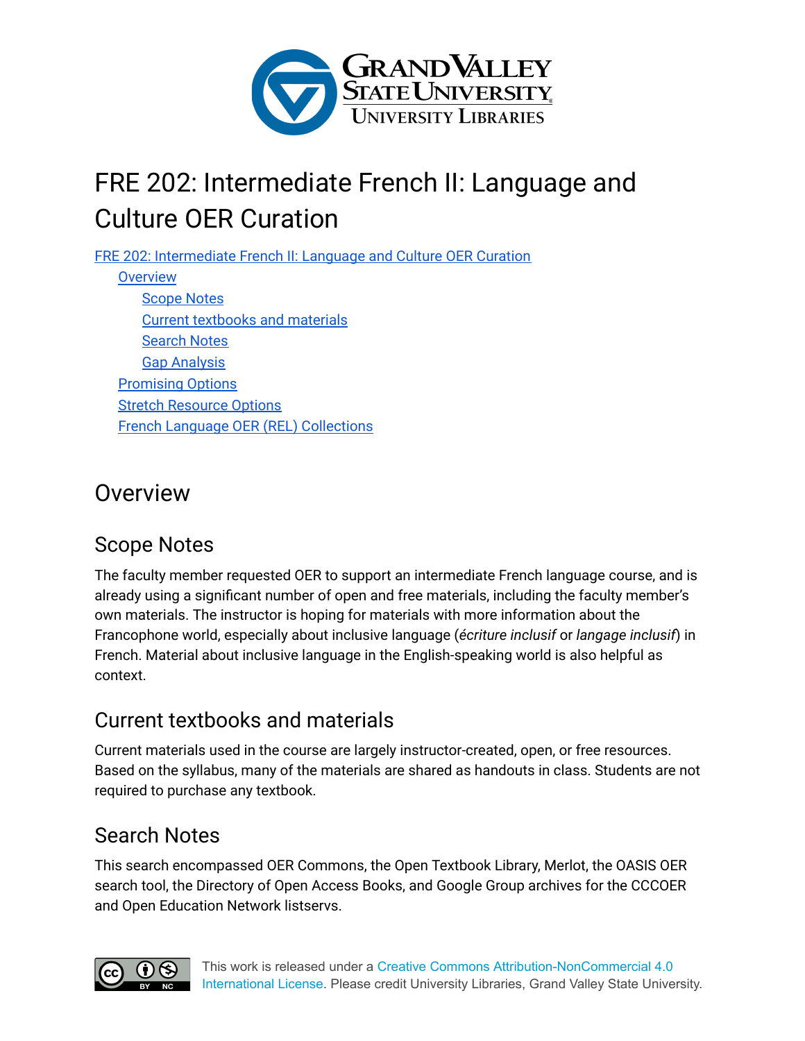# FRE 202: Intermediate French II: Language and Culture OER Curation

- [FRE 202: Intermediate French II: Language and Culture OER Curation]()
  - [Overview]()
    - [Scope Notes]()
    - [Current textbooks and materials]()
    - [Search Notes]()
    - [Gap Analysis]()
  - [Promising Options]()
  - [Stretch Resource Options]()
  - [French Language OER (REL) Collections]()

## Overview

### Scope Notes

The faculty member requested OER to support an intermediate French language course, and is already using a significant number of open and free materials, including the faculty member's own materials. The instructor is hoping for materials with more information about the Francophone world, especially about inclusive language (*écriture inclusif* or *langage inclusif*) in French. Material about inclusive language in the English-speaking world is also helpful as context.

### Current textbooks and materials

Current materials used in the course are largely instructor-created, open, or free resources. Based on the syllabus, many of the materials are shared as handouts in class. Students are not required to purchase any textbook.

### Search Notes

This search encompassed OER Commons, the Open Textbook Library, Merlot, the OASIS OER search tool, the Directory of Open Access Books, and Google Group archives for the CCCOER and Open Education Network listservs.

This work is released under a Creative Commons Attribution-NonCommercial 4.0 International License. Please credit University Libraries, Grand Valley State University.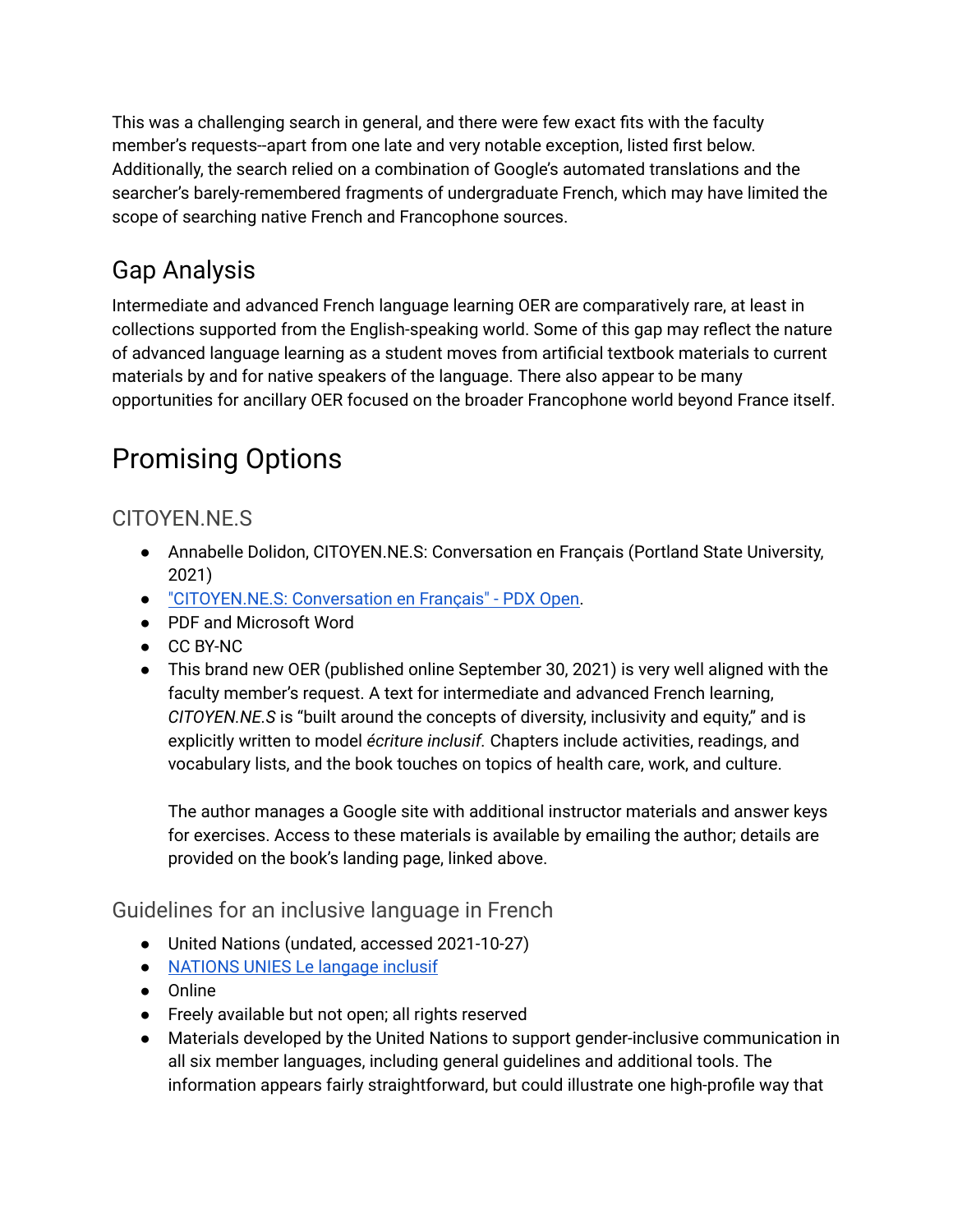This was a challenging search in general, and there were few exact fits with the faculty member's requests--apart from one late and very notable exception, listed first below. Additionally, the search relied on a combination of Google's automated translations and the searcher's barely-remembered fragments of undergraduate French, which may have limited the scope of searching native French and Francophone sources.

## Gap Analysis

Intermediate and advanced French language learning OER are comparatively rare, at least in collections supported from the English-speaking world. Some of this gap may reflect the nature of advanced language learning as a student moves from artificial textbook materials to current materials by and for native speakers of the language. There also appear to be many opportunities for ancillary OER focused on the broader Francophone world beyond France itself.

# Promising Options

### CITOYEN.NE.S

- Annabelle Dolidon, CITOYEN.NE.S: Conversation en Français (Portland State University, 2021)
- "CITOYEN.NE.S: Conversation en Français" - PDX Open.
- PDF and Microsoft Word
- CC BY-NC
- This brand new OER (published online September 30, 2021) is very well aligned with the faculty member's request. A text for intermediate and advanced French learning, *CITOYEN.NE.S* is "built around the concepts of diversity, inclusivity and equity," and is explicitly written to model *écriture inclusif.* Chapters include activities, readings, and vocabulary lists, and the book touches on topics of health care, work, and culture.

  The author manages a Google site with additional instructor materials and answer keys for exercises. Access to these materials is available by emailing the author; details are provided on the book's landing page, linked above.

### Guidelines for an inclusive language in French

- United Nations (undated, accessed 2021-10-27)
- NATIONS UNIES Le langage inclusif
- Online
- Freely available but not open; all rights reserved
- Materials developed by the United Nations to support gender-inclusive communication in all six member languages, including general guidelines and additional tools. The information appears fairly straightforward, but could illustrate one high-profile way that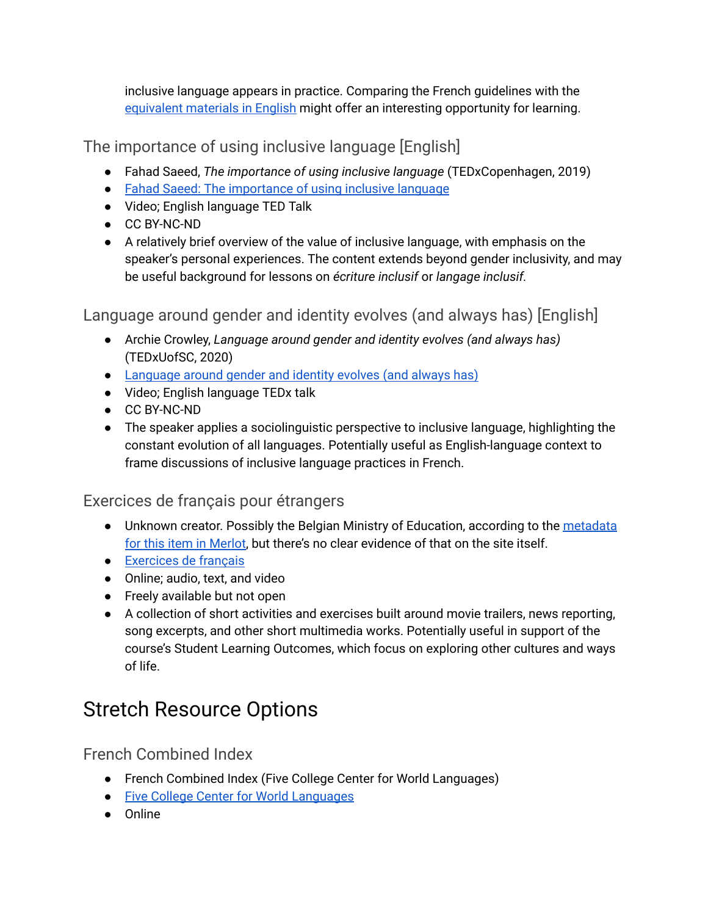inclusive language appears in practice. Comparing the French guidelines with the equivalent materials in English might offer an interesting opportunity for learning.

### The importance of using inclusive language [English]

- Fahad Saeed, *The importance of using inclusive language* (TEDxCopenhagen, 2019)
- Fahad Saeed: The importance of using inclusive language
- Video; English language TED Talk
- CC BY-NC-ND
- A relatively brief overview of the value of inclusive language, with emphasis on the speaker's personal experiences. The content extends beyond gender inclusivity, and may be useful background for lessons on *écriture inclusif* or *langage inclusif*.

### Language around gender and identity evolves (and always has) [English]

- Archie Crowley, *Language around gender and identity evolves (and always has)* (TEDxUofSC, 2020)
- Language around gender and identity evolves (and always has)
- Video; English language TEDx talk
- CC BY-NC-ND
- The speaker applies a sociolinguistic perspective to inclusive language, highlighting the constant evolution of all languages. Potentially useful as English-language context to frame discussions of inclusive language practices in French.

### Exercices de français pour étrangers

- Unknown creator. Possibly the Belgian Ministry of Education, according to the metadata for this item in Merlot, but there's no clear evidence of that on the site itself.
- Exercices de français
- Online; audio, text, and video
- Freely available but not open
- A collection of short activities and exercises built around movie trailers, news reporting, song excerpts, and other short multimedia works. Potentially useful in support of the course's Student Learning Outcomes, which focus on exploring other cultures and ways of life.

## Stretch Resource Options

### French Combined Index

- French Combined Index (Five College Center for World Languages)
- Five College Center for World Languages
- Online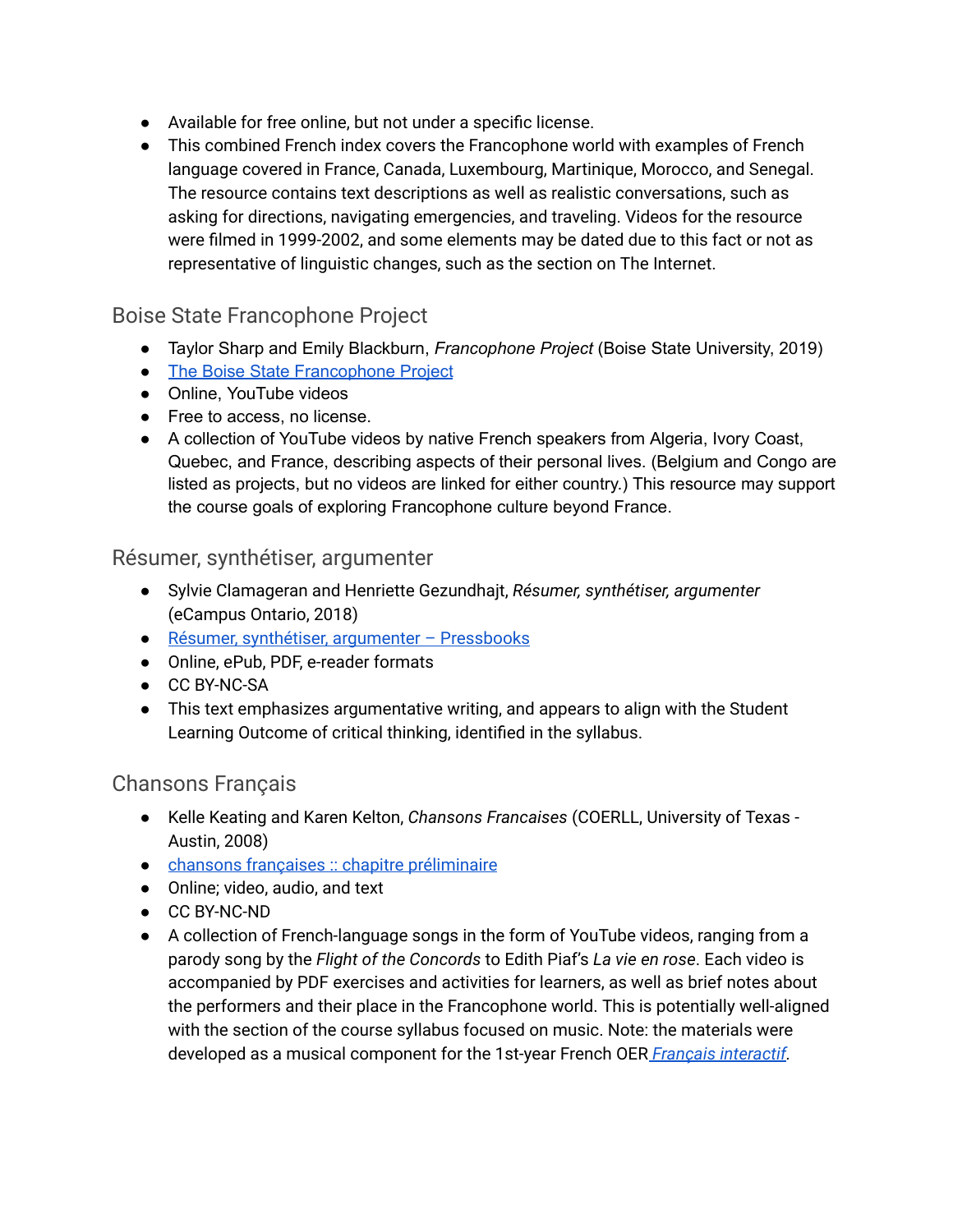- Available for free online, but not under a specific license.
- This combined French index covers the Francophone world with examples of French language covered in France, Canada, Luxembourg, Martinique, Morocco, and Senegal. The resource contains text descriptions as well as realistic conversations, such as asking for directions, navigating emergencies, and traveling. Videos for the resource were filmed in 1999-2002, and some elements may be dated due to this fact or not as representative of linguistic changes, such as the section on The Internet.

## Boise State Francophone Project

- Taylor Sharp and Emily Blackburn, *Francophone Project* (Boise State University, 2019)
- The Boise State Francophone Project
- Online, YouTube videos
- Free to access, no license.
- A collection of YouTube videos by native French speakers from Algeria, Ivory Coast, Quebec, and France, describing aspects of their personal lives. (Belgium and Congo are listed as projects, but no videos are linked for either country.) This resource may support the course goals of exploring Francophone culture beyond France.

## Résumer, synthétiser, argumenter

- Sylvie Clamageran and Henriette Gezundhajt, *Résumer, synthétiser, argumenter* (eCampus Ontario, 2018)
- Résumer, synthétiser, argumenter – Pressbooks
- Online, ePub, PDF, e-reader formats
- CC BY-NC-SA
- This text emphasizes argumentative writing, and appears to align with the Student Learning Outcome of critical thinking, identified in the syllabus.

## Chansons Français

- Kelle Keating and Karen Kelton, *Chansons Francaises* (COERLL, University of Texas - Austin, 2008)
- chansons françaises :: chapitre préliminaire
- Online; video, audio, and text
- CC BY-NC-ND
- A collection of French-language songs in the form of YouTube videos, ranging from a parody song by the *Flight of the Concords* to Edith Piaf's *La vie en rose*. Each video is accompanied by PDF exercises and activities for learners, as well as brief notes about the performers and their place in the Francophone world. This is potentially well-aligned with the section of the course syllabus focused on music. Note: the materials were developed as a musical component for the 1st-year French OER *Français interactif*.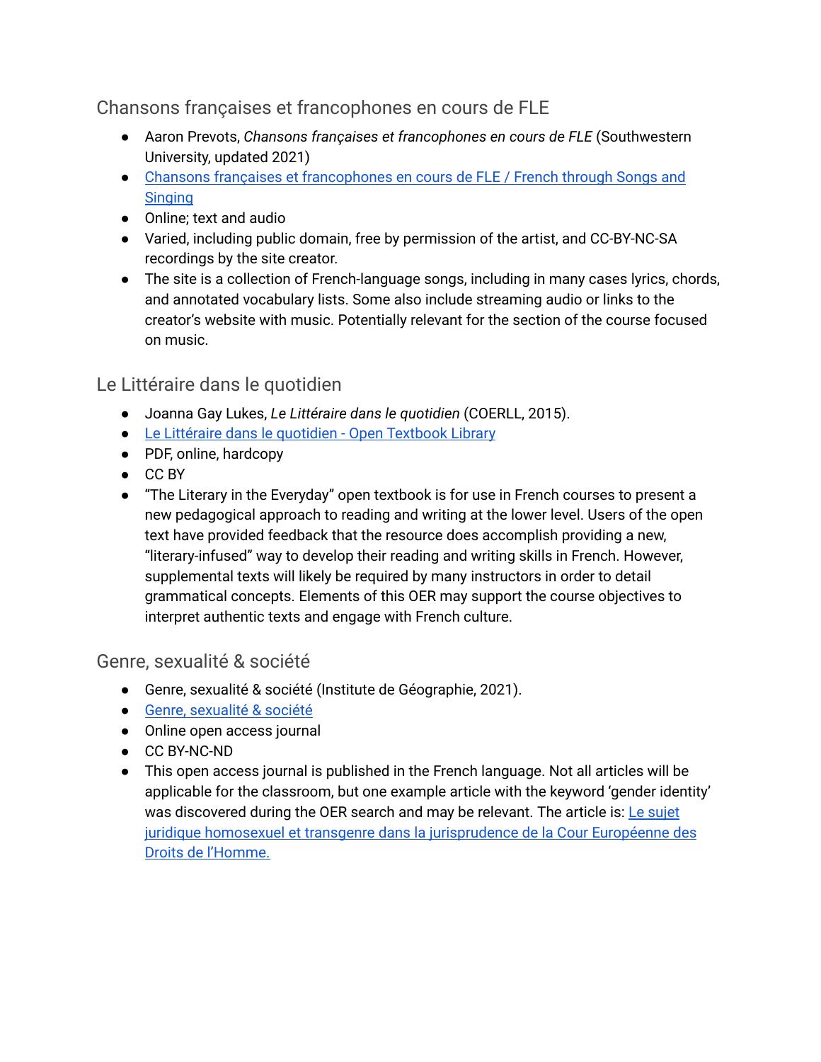## Chansons françaises et francophones en cours de FLE

- Aaron Prevots, *Chansons françaises et francophones en cours de FLE* (Southwestern University, updated 2021)
- Chansons françaises et francophones en cours de FLE / French through Songs and Singing
- Online; text and audio
- Varied, including public domain, free by permission of the artist, and CC-BY-NC-SA recordings by the site creator.
- The site is a collection of French-language songs, including in many cases lyrics, chords, and annotated vocabulary lists. Some also include streaming audio or links to the creator's website with music. Potentially relevant for the section of the course focused on music.

## Le Littéraire dans le quotidien

- Joanna Gay Lukes, *Le Littéraire dans le quotidien* (COERLL, 2015).
- Le Littéraire dans le quotidien - Open Textbook Library
- PDF, online, hardcopy
- CC BY
- "The Literary in the Everyday" open textbook is for use in French courses to present a new pedagogical approach to reading and writing at the lower level. Users of the open text have provided feedback that the resource does accomplish providing a new, "literary-infused" way to develop their reading and writing skills in French. However, supplemental texts will likely be required by many instructors in order to detail grammatical concepts. Elements of this OER may support the course objectives to interpret authentic texts and engage with French culture.

## Genre, sexualité & société

- Genre, sexualité & société (Institute de Géographie, 2021).
- Genre, sexualité & société
- Online open access journal
- CC BY-NC-ND
- This open access journal is published in the French language. Not all articles will be applicable for the classroom, but one example article with the keyword 'gender identity' was discovered during the OER search and may be relevant. The article is: Le sujet juridique homosexuel et transgenre dans la jurisprudence de la Cour Européenne des Droits de l'Homme.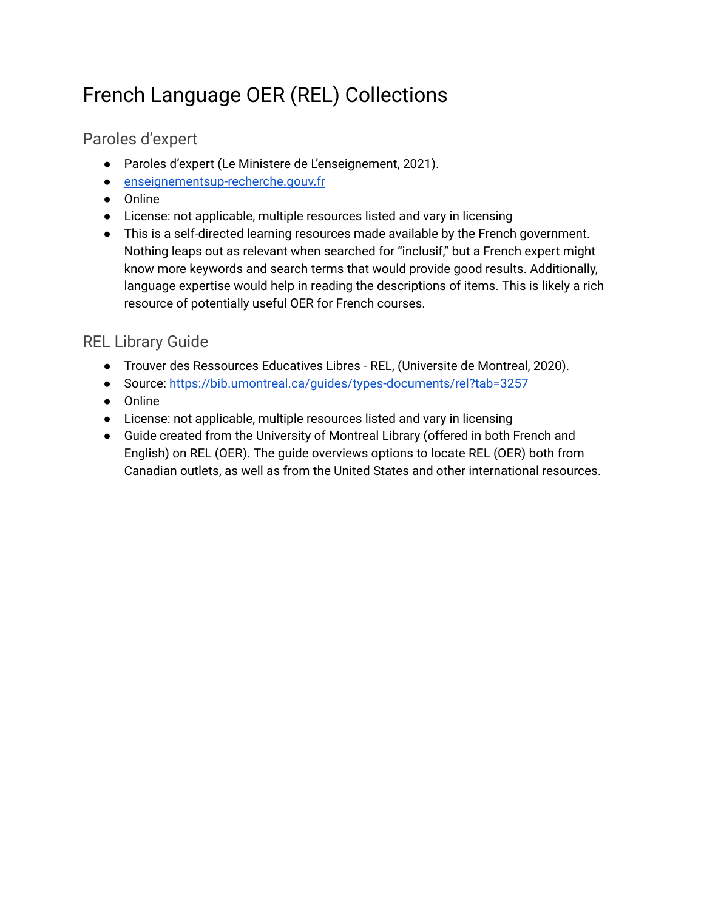# French Language OER (REL) Collections

## Paroles d'expert

- Paroles d'expert (Le Ministere de L'enseignement, 2021).
- [enseignementsup-recherche.gouv.fr](enseignementsup-recherche.gouv.fr)
- Online
- License: not applicable, multiple resources listed and vary in licensing
- This is a self-directed learning resources made available by the French government. Nothing leaps out as relevant when searched for "inclusif," but a French expert might know more keywords and search terms that would provide good results. Additionally, language expertise would help in reading the descriptions of items. This is likely a rich resource of potentially useful OER for French courses.

## REL Library Guide

- Trouver des Ressources Educatives Libres - REL, (Universite de Montreal, 2020).
- Source: [https://bib.umontreal.ca/guides/types-documents/rel?tab=3257](https://bib.umontreal.ca/guides/types-documents/rel?tab=3257)
- Online
- License: not applicable, multiple resources listed and vary in licensing
- Guide created from the University of Montreal Library (offered in both French and English) on REL (OER). The guide overviews options to locate REL (OER) both from Canadian outlets, as well as from the United States and other international resources.